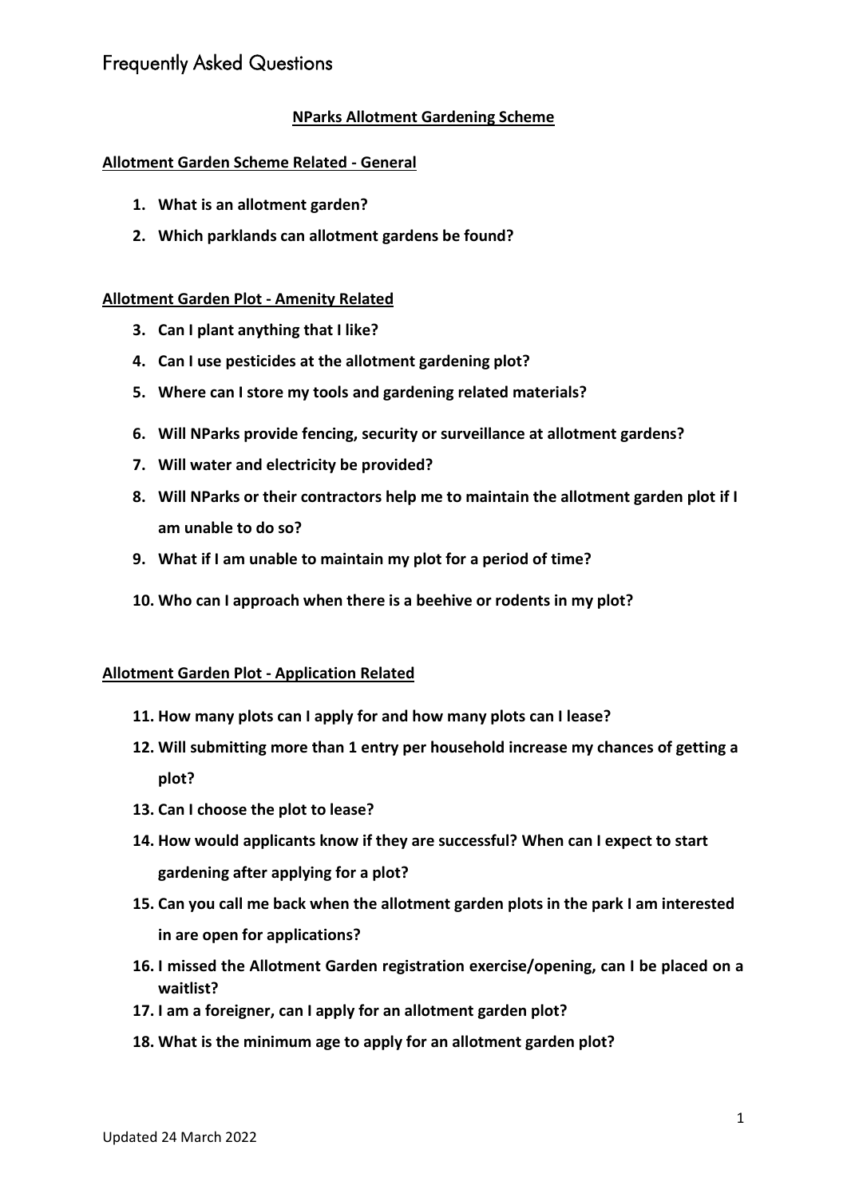# Frequently Asked Questions

## NParks Allotment Gardening Scheme

### Allotment Garden Scheme Related - General

1. **What is an allotment garden?**
2. **Which parklands can allotment gardens be found?**

### Allotment Garden Plot - Amenity Related

3. **Can I plant anything that I like?**
4. **Can I use pesticides at the allotment gardening plot?**
5. **Where can I store my tools and gardening related materials?**
6. **Will NParks provide fencing, security or surveillance at allotment gardens?**
7. **Will water and electricity be provided?**
8. **Will NParks or their contractors help me to maintain the allotment garden plot if I am unable to do so?**
9. **What if I am unable to maintain my plot for a period of time?**
10. **Who can I approach when there is a beehive or rodents in my plot?**

### Allotment Garden Plot - Application Related

11. **How many plots can I apply for and how many plots can I lease?**
12. **Will submitting more than 1 entry per household increase my chances of getting a plot?**
13. **Can I choose the plot to lease?**
14. **How would applicants know if they are successful? When can I expect to start gardening after applying for a plot?**
15. **Can you call me back when the allotment garden plots in the park I am interested in are open for applications?**
16. **I missed the Allotment Garden registration exercise/opening, can I be placed on a waitlist?**
17. **I am a foreigner, can I apply for an allotment garden plot?**
18. **What is the minimum age to apply for an allotment garden plot?**

Updated 24 March 2022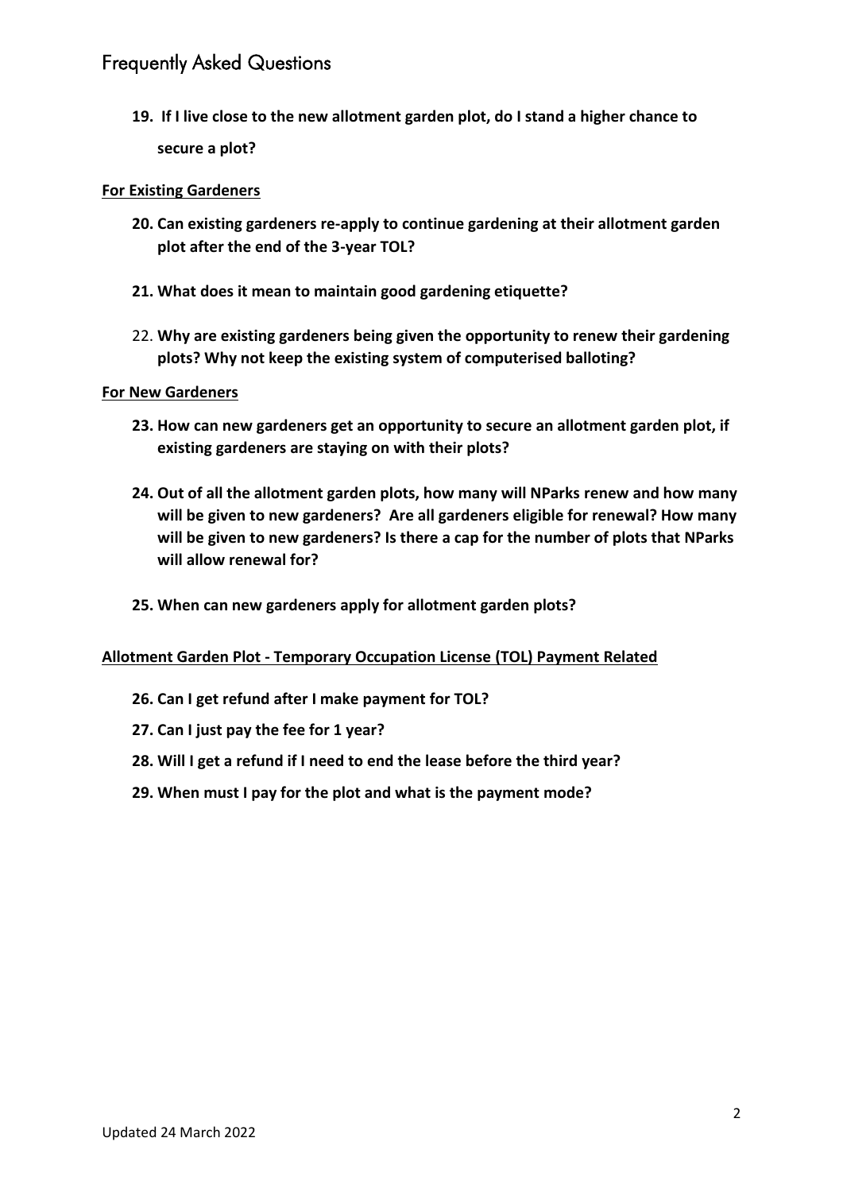19. **If I live close to the new allotment garden plot, do I stand a higher chance to secure a plot?**

**For Existing Gardeners**

20. **Can existing gardeners re-apply to continue gardening at their allotment garden plot after the end of the 3-year TOL?**

21. **What does it mean to maintain good gardening etiquette?**

22. **Why are existing gardeners being given the opportunity to renew their gardening plots? Why not keep the existing system of computerised balloting?**

**For New Gardeners**

23. **How can new gardeners get an opportunity to secure an allotment garden plot, if existing gardeners are staying on with their plots?**

24. **Out of all the allotment garden plots, how many will NParks renew and how many will be given to new gardeners? Are all gardeners eligible for renewal? How many will be given to new gardeners? Is there a cap for the number of plots that NParks will allow renewal for?**

25. **When can new gardeners apply for allotment garden plots?**

**Allotment Garden Plot - Temporary Occupation License (TOL) Payment Related**

26. **Can I get refund after I make payment for TOL?**
27. **Can I just pay the fee for 1 year?**
28. **Will I get a refund if I need to end the lease before the third year?**
29. **When must I pay for the plot and what is the payment mode?**

Updated 24 March 2022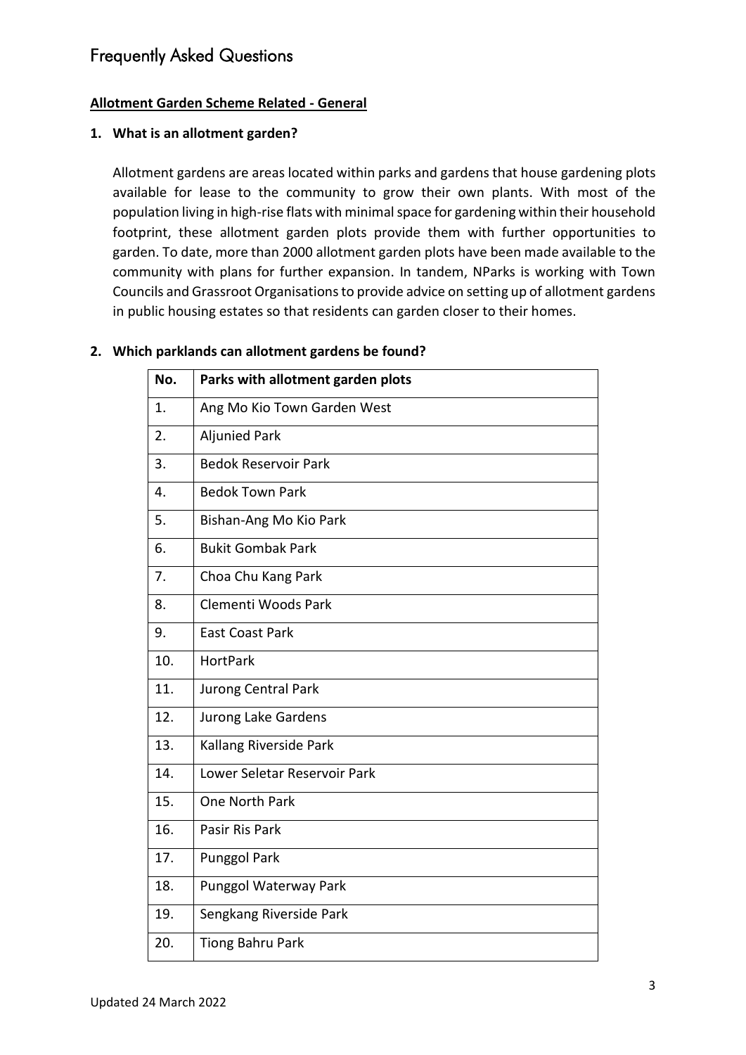# Frequently Asked Questions

**Allotment Garden Scheme Related - General**

**1. What is an allotment garden?**

Allotment gardens are areas located within parks and gardens that house gardening plots available for lease to the community to grow their own plants. With most of the population living in high-rise flats with minimal space for gardening within their household footprint, these allotment garden plots provide them with further opportunities to garden. To date, more than 2000 allotment garden plots have been made available to the community with plans for further expansion. In tandem, NParks is working with Town Councils and Grassroot Organisations to provide advice on setting up of allotment gardens in public housing estates so that residents can garden closer to their homes.

**2. Which parklands can allotment gardens be found?**

| No. | Parks with allotment garden plots |
|---|---|
| 1. | Ang Mo Kio Town Garden West |
| 2. | Aljunied Park |
| 3. | Bedok Reservoir Park |
| 4. | Bedok Town Park |
| 5. | Bishan-Ang Mo Kio Park |
| 6. | Bukit Gombak Park |
| 7. | Choa Chu Kang Park |
| 8. | Clementi Woods Park |
| 9. | East Coast Park |
| 10. | HortPark |
| 11. | Jurong Central Park |
| 12. | Jurong Lake Gardens |
| 13. | Kallang Riverside Park |
| 14. | Lower Seletar Reservoir Park |
| 15. | One North Park |
| 16. | Pasir Ris Park |
| 17. | Punggol Park |
| 18. | Punggol Waterway Park |
| 19. | Sengkang Riverside Park |
| 20. | Tiong Bahru Park |

Updated 24 March 2022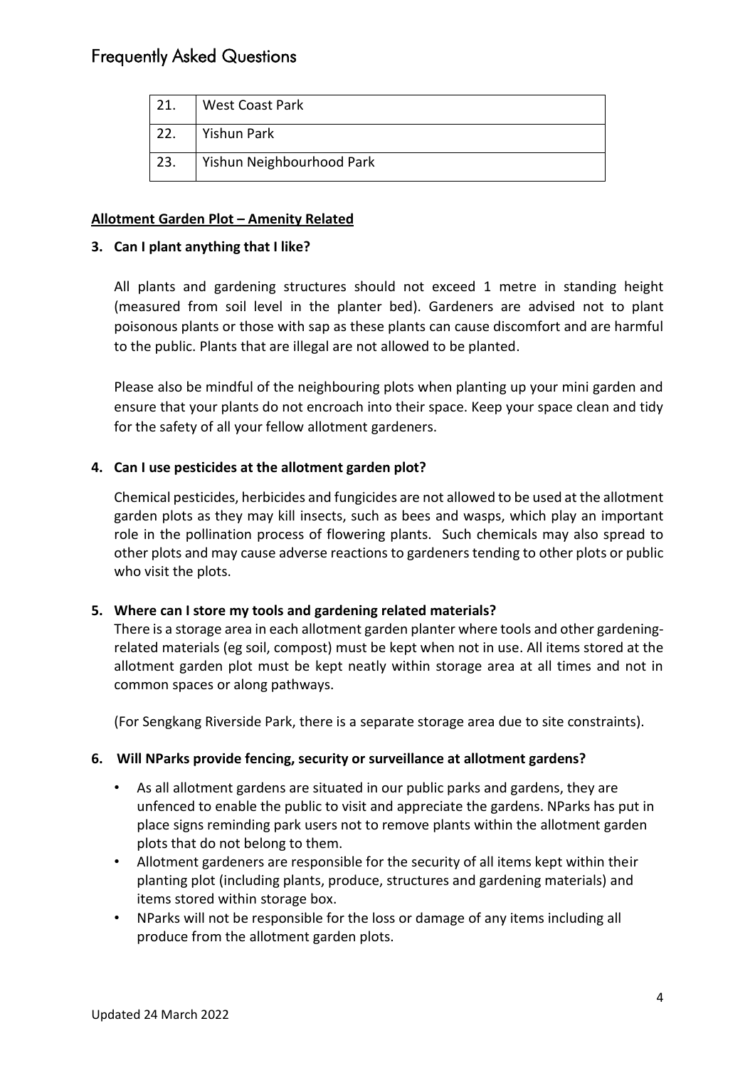| 21. | West Coast Park |
|---|---|
| 22. | Yishun Park |
| 23. | Yishun Neighbourhood Park |

**Allotment Garden Plot – Amenity Related**

**3. Can I plant anything that I like?**

All plants and gardening structures should not exceed 1 metre in standing height (measured from soil level in the planter bed). Gardeners are advised not to plant poisonous plants or those with sap as these plants can cause discomfort and are harmful to the public. Plants that are illegal are not allowed to be planted.

Please also be mindful of the neighbouring plots when planting up your mini garden and ensure that your plants do not encroach into their space. Keep your space clean and tidy for the safety of all your fellow allotment gardeners.

**4. Can I use pesticides at the allotment garden plot?**

Chemical pesticides, herbicides and fungicides are not allowed to be used at the allotment garden plots as they may kill insects, such as bees and wasps, which play an important role in the pollination process of flowering plants. Such chemicals may also spread to other plots and may cause adverse reactions to gardeners tending to other plots or public who visit the plots.

**5. Where can I store my tools and gardening related materials?**

There is a storage area in each allotment garden planter where tools and other gardening-related materials (eg soil, compost) must be kept when not in use. All items stored at the allotment garden plot must be kept neatly within storage area at all times and not in common spaces or along pathways.

(For Sengkang Riverside Park, there is a separate storage area due to site constraints).

**6. Will NParks provide fencing, security or surveillance at allotment gardens?**

- As all allotment gardens are situated in our public parks and gardens, they are unfenced to enable the public to visit and appreciate the gardens. NParks has put in place signs reminding park users not to remove plants within the allotment garden plots that do not belong to them.
- Allotment gardeners are responsible for the security of all items kept within their planting plot (including plants, produce, structures and gardening materials) and items stored within storage box.
- NParks will not be responsible for the loss or damage of any items including all produce from the allotment garden plots.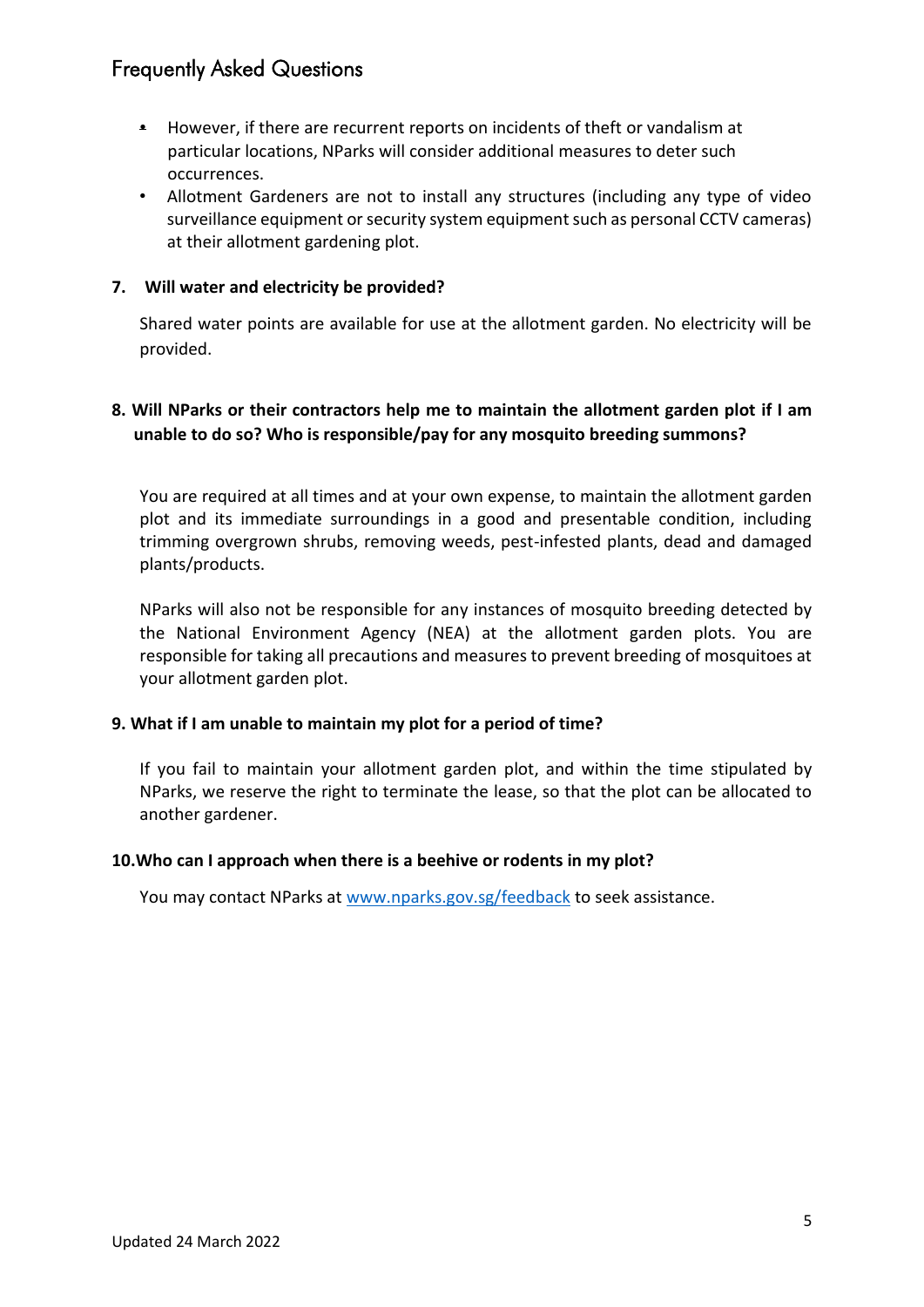- However, if there are recurrent reports on incidents of theft or vandalism at particular locations, NParks will consider additional measures to deter such occurrences.
- Allotment Gardeners are not to install any structures (including any type of video surveillance equipment or security system equipment such as personal CCTV cameras) at their allotment gardening plot.

**7. Will water and electricity be provided?**

Shared water points are available for use at the allotment garden. No electricity will be provided.

**8. Will NParks or their contractors help me to maintain the allotment garden plot if I am unable to do so? Who is responsible/pay for any mosquito breeding summons?**

You are required at all times and at your own expense, to maintain the allotment garden plot and its immediate surroundings in a good and presentable condition, including trimming overgrown shrubs, removing weeds, pest-infested plants, dead and damaged plants/products.

NParks will also not be responsible for any instances of mosquito breeding detected by the National Environment Agency (NEA) at the allotment garden plots. You are responsible for taking all precautions and measures to prevent breeding of mosquitoes at your allotment garden plot.

**9. What if I am unable to maintain my plot for a period of time?**

If you fail to maintain your allotment garden plot, and within the time stipulated by NParks, we reserve the right to terminate the lease, so that the plot can be allocated to another gardener.

**10.Who can I approach when there is a beehive or rodents in my plot?**

You may contact NParks at [www.nparks.gov.sg/feedback](http://www.nparks.gov.sg/feedback) to seek assistance.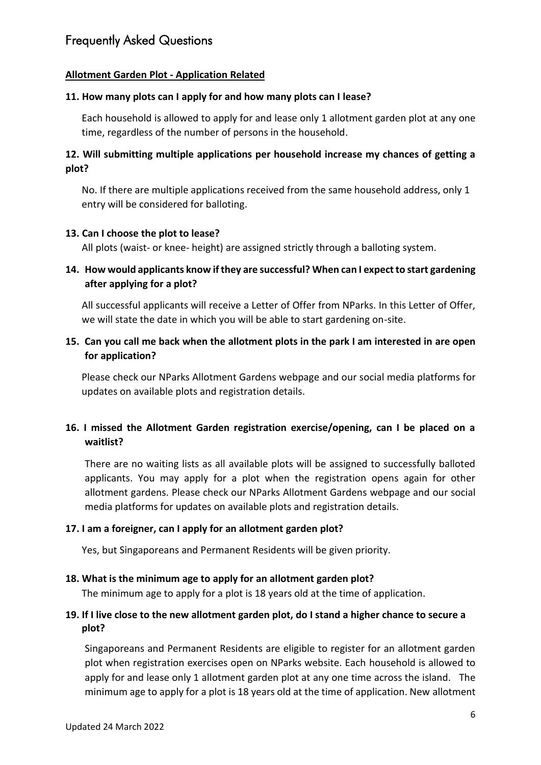# Frequently Asked Questions

**Allotment Garden Plot - Application Related**

**11. How many plots can I apply for and how many plots can I lease?**

Each household is allowed to apply for and lease only 1 allotment garden plot at any one time, regardless of the number of persons in the household.

**12. Will submitting multiple applications per household increase my chances of getting a plot?**

No. If there are multiple applications received from the same household address, only 1 entry will be considered for balloting.

**13. Can I choose the plot to lease?**

All plots (waist- or knee- height) are assigned strictly through a balloting system.

**14. How would applicants know if they are successful? When can I expect to start gardening after applying for a plot?**

All successful applicants will receive a Letter of Offer from NParks. In this Letter of Offer, we will state the date in which you will be able to start gardening on-site.

**15. Can you call me back when the allotment plots in the park I am interested in are open for application?**

Please check our NParks Allotment Gardens webpage and our social media platforms for updates on available plots and registration details.

**16. I missed the Allotment Garden registration exercise/opening, can I be placed on a waitlist?**

There are no waiting lists as all available plots will be assigned to successfully balloted applicants. You may apply for a plot when the registration opens again for other allotment gardens. Please check our NParks Allotment Gardens webpage and our social media platforms for updates on available plots and registration details.

**17. I am a foreigner, can I apply for an allotment garden plot?**

Yes, but Singaporeans and Permanent Residents will be given priority.

**18. What is the minimum age to apply for an allotment garden plot?**

The minimum age to apply for a plot is 18 years old at the time of application.

**19. If I live close to the new allotment garden plot, do I stand a higher chance to secure a plot?**

Singaporeans and Permanent Residents are eligible to register for an allotment garden plot when registration exercises open on NParks website. Each household is allowed to apply for and lease only 1 allotment garden plot at any one time across the island. The minimum age to apply for a plot is 18 years old at the time of application. New allotment

Updated 24 March 2022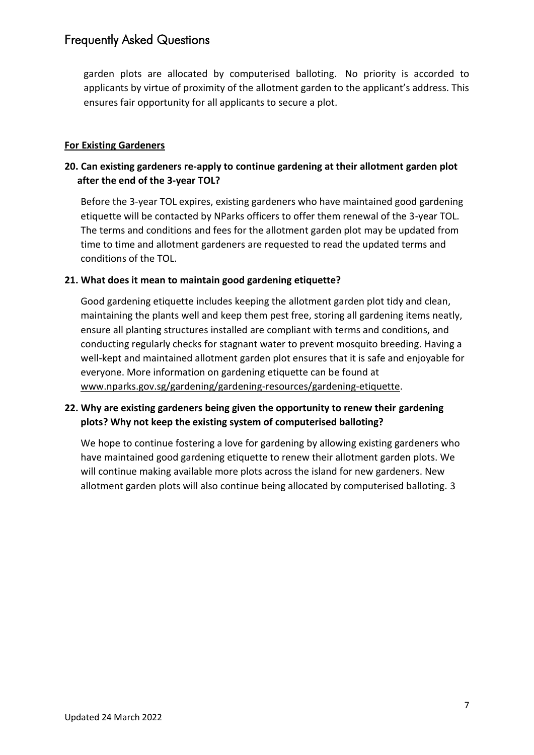garden plots are allocated by computerised balloting. No priority is accorded to applicants by virtue of proximity of the allotment garden to the applicant's address. This ensures fair opportunity for all applicants to secure a plot.

**For Existing Gardeners**

**20. Can existing gardeners re-apply to continue gardening at their allotment garden plot after the end of the 3-year TOL?**

Before the 3-year TOL expires, existing gardeners who have maintained good gardening etiquette will be contacted by NParks officers to offer them renewal of the 3-year TOL. The terms and conditions and fees for the allotment garden plot may be updated from time to time and allotment gardeners are requested to read the updated terms and conditions of the TOL.

**21. What does it mean to maintain good gardening etiquette?**

Good gardening etiquette includes keeping the allotment garden plot tidy and clean, maintaining the plants well and keep them pest free, storing all gardening items neatly, ensure all planting structures installed are compliant with terms and conditions, and conducting regular~~ly~~ checks for stagnant water to prevent mosquito breeding. Having a well-kept and maintained allotment garden plot ensures that it is safe and enjoyable for everyone. More information on gardening etiquette can be found at www.nparks.gov.sg/gardening/gardening-resources/gardening-etiquette.

**22. Why are existing gardeners being given the opportunity to renew their gardening plots? Why not keep the existing system of computerised balloting?**

We hope to continue fostering a love for gardening by allowing existing gardeners who have maintained good gardening etiquette to renew their allotment garden plots. We will continue making available more plots across the island for new gardeners. New allotment garden plots will also continue being allocated by computerised balloting. 3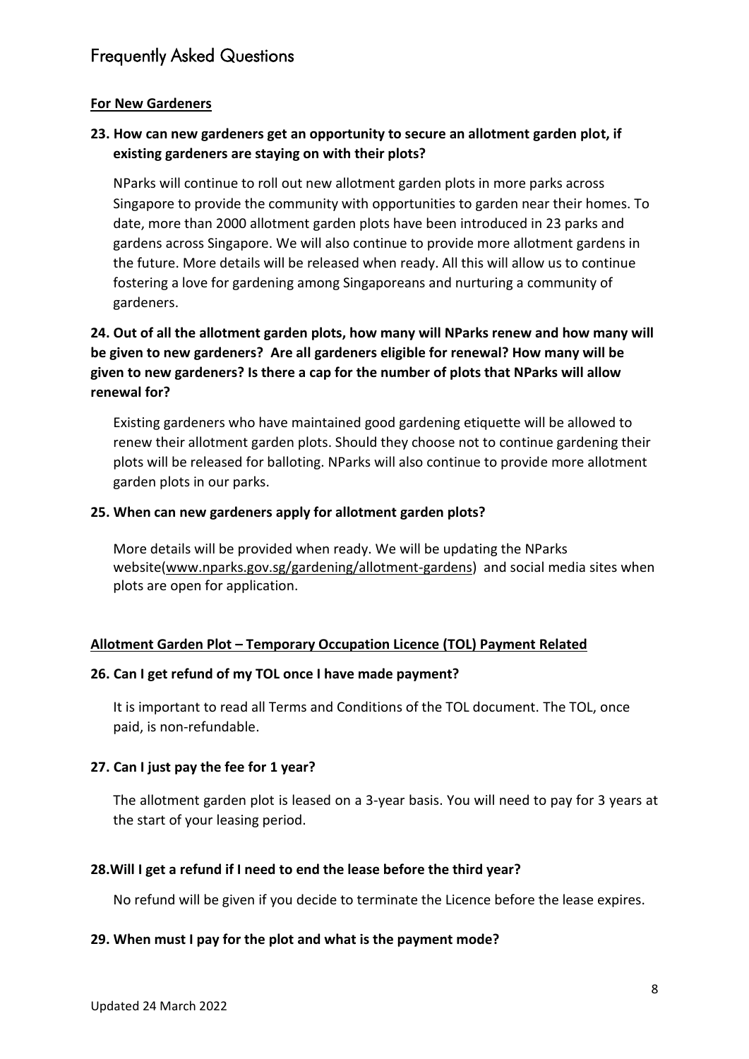# Frequently Asked Questions

**For New Gardeners**

**23. How can new gardeners get an opportunity to secure an allotment garden plot, if existing gardeners are staying on with their plots?**

NParks will continue to roll out new allotment garden plots in more parks across Singapore to provide the community with opportunities to garden near their homes. To date, more than 2000 allotment garden plots have been introduced in 23 parks and gardens across Singapore. We will also continue to provide more allotment gardens in the future. More details will be released when ready. All this will allow us to continue fostering a love for gardening among Singaporeans and nurturing a community of gardeners.

**24. Out of all the allotment garden plots, how many will NParks renew and how many will be given to new gardeners? Are all gardeners eligible for renewal? How many will be given to new gardeners? Is there a cap for the number of plots that NParks will allow renewal for?**

Existing gardeners who have maintained good gardening etiquette will be allowed to renew their allotment garden plots. Should they choose not to continue gardening their plots will be released for balloting. NParks will also continue to provide more allotment garden plots in our parks.

**25. When can new gardeners apply for allotment garden plots?**

More details will be provided when ready. We will be updating the NParks website(www.nparks.gov.sg/gardening/allotment-gardens) and social media sites when plots are open for application.

**Allotment Garden Plot – Temporary Occupation Licence (TOL) Payment Related**

**26. Can I get refund of my TOL once I have made payment?**

It is important to read all Terms and Conditions of the TOL document. The TOL, once paid, is non-refundable.

**27. Can I just pay the fee for 1 year?**

The allotment garden plot is leased on a 3-year basis. You will need to pay for 3 years at the start of your leasing period.

**28.Will I get a refund if I need to end the lease before the third year?**

No refund will be given if you decide to terminate the Licence before the lease expires.

**29. When must I pay for the plot and what is the payment mode?**

Updated 24 March 2022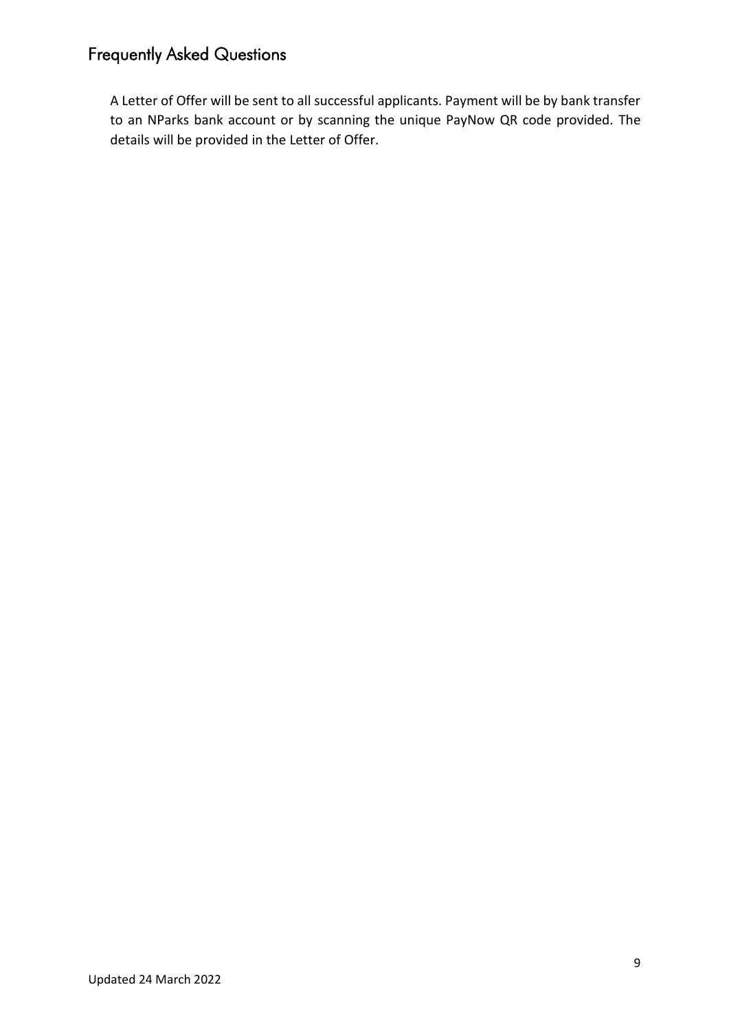A Letter of Offer will be sent to all successful applicants. Payment will be by bank transfer to an NParks bank account or by scanning the unique PayNow QR code provided. The details will be provided in the Letter of Offer.